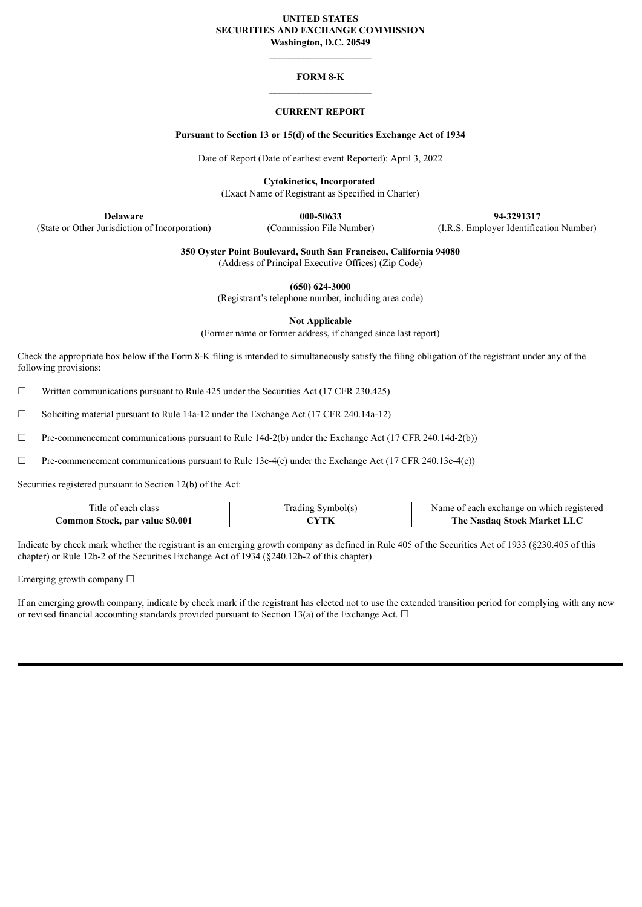**UNITED STATES**
**SECURITIES AND EXCHANGE COMMISSION**
**Washington, D.C. 20549**

---

# FORM 8-K

---

## CURRENT REPORT

**Pursuant to Section 13 or 15(d) of the Securities Exchange Act of 1934**

Date of Report (Date of earliest event Reported): April 3, 2022

**Cytokinetics, Incorporated**
(Exact Name of Registrant as Specified in Charter)

| **Delaware** | **000-50633** | **94-3291317** |
|---|---|---|
| (State or Other Jurisdiction of Incorporation) | (Commission File Number) | (I.R.S. Employer Identification Number) |

**350 Oyster Point Boulevard, South San Francisco, California 94080**
(Address of Principal Executive Offices) (Zip Code)

**(650) 624-3000**
(Registrant's telephone number, including area code)

**Not Applicable**
(Former name or former address, if changed since last report)

Check the appropriate box below if the Form 8-K filing is intended to simultaneously satisfy the filing obligation of the registrant under any of the following provisions:

☐ Written communications pursuant to Rule 425 under the Securities Act (17 CFR 230.425)

☐ Soliciting material pursuant to Rule 14a-12 under the Exchange Act (17 CFR 240.14a-12)

☐ Pre-commencement communications pursuant to Rule 14d-2(b) under the Exchange Act (17 CFR 240.14d-2(b))

☐ Pre-commencement communications pursuant to Rule 13e-4(c) under the Exchange Act (17 CFR 240.13e-4(c))

Securities registered pursuant to Section 12(b) of the Act:

| Title of each class | Trading Symbol(s) | Name of each exchange on which registered |
|---|---|---|
| **Common Stock, par value $0.001** | **CYTK** | **The Nasdaq Stock Market LLC** |

Indicate by check mark whether the registrant is an emerging growth company as defined in Rule 405 of the Securities Act of 1933 (§230.405 of this chapter) or Rule 12b-2 of the Securities Exchange Act of 1934 (§240.12b-2 of this chapter).

Emerging growth company ☐

If an emerging growth company, indicate by check mark if the registrant has elected not to use the extended transition period for complying with any new or revised financial accounting standards provided pursuant to Section 13(a) of the Exchange Act. ☐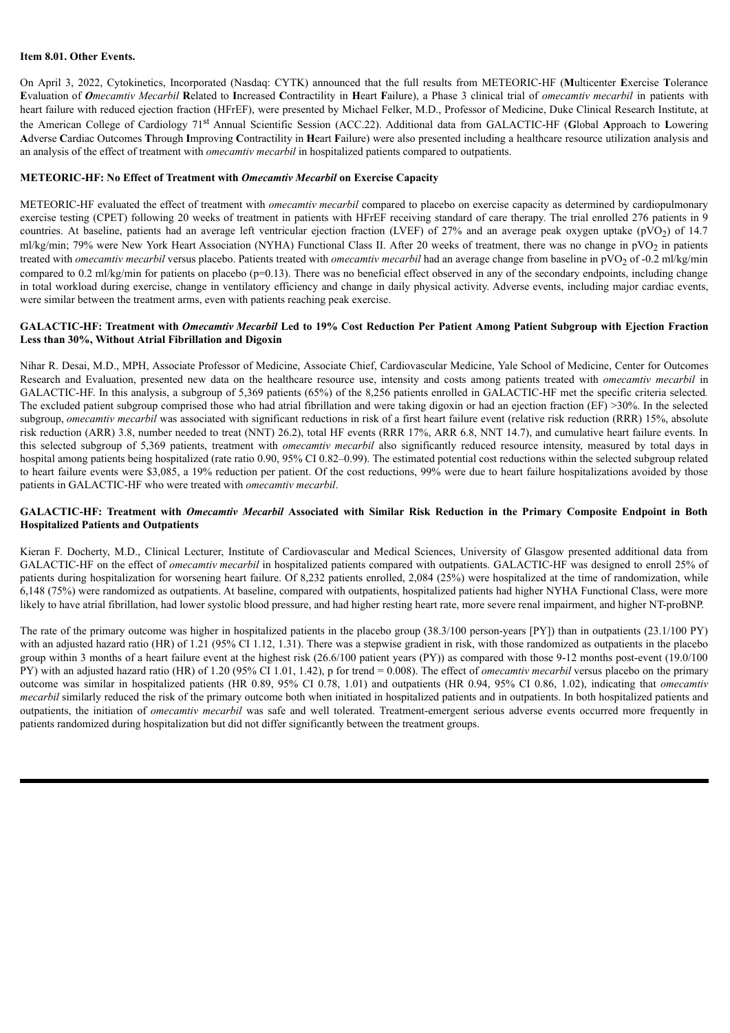**Item 8.01. Other Events.**

On April 3, 2022, Cytokinetics, Incorporated (Nasdaq: CYTK) announced that the full results from METEORIC-HF (**M**ulticenter **E**xercise **T**olerance **E**valuation of ***O**mecamtiv Mecarbil* **R**elated to **I**ncreased **C**ontractility in **H**eart **F**ailure), a Phase 3 clinical trial of *omecamtiv mecarbil* in patients with heart failure with reduced ejection fraction (HFrEF), were presented by Michael Felker, M.D., Professor of Medicine, Duke Clinical Research Institute, at the American College of Cardiology 71st Annual Scientific Session (ACC.22). Additional data from GALACTIC-HF (**G**lobal **A**pproach to **L**owering **A**dverse **C**ardiac Outcomes **T**hrough **I**mproving **C**ontractility in **H**eart **F**ailure) were also presented including a healthcare resource utilization analysis and an analysis of the effect of treatment with *omecamtiv mecarbil* in hospitalized patients compared to outpatients.

**METEORIC-HF: No Effect of Treatment with *Omecamtiv Mecarbil* on Exercise Capacity**

METEORIC-HF evaluated the effect of treatment with *omecamtiv mecarbil* compared to placebo on exercise capacity as determined by cardiopulmonary exercise testing (CPET) following 20 weeks of treatment in patients with HFrEF receiving standard of care therapy. The trial enrolled 276 patients in 9 countries. At baseline, patients had an average left ventricular ejection fraction (LVEF) of 27% and an average peak oxygen uptake ($pVO_2$) of 14.7 ml/kg/min; 79% were New York Heart Association (NYHA) Functional Class II. After 20 weeks of treatment, there was no change in $pVO_2$ in patients treated with *omecamtiv mecarbil* versus placebo. Patients treated with *omecamtiv mecarbil* had an average change from baseline in $pVO_2$ of -0.2 ml/kg/min compared to 0.2 ml/kg/min for patients on placebo (p=0.13). There was no beneficial effect observed in any of the secondary endpoints, including change in total workload during exercise, change in ventilatory efficiency and change in daily physical activity. Adverse events, including major cardiac events, were similar between the treatment arms, even with patients reaching peak exercise.

**GALACTIC-HF: Treatment with *Omecamtiv Mecarbil* Led to 19% Cost Reduction Per Patient Among Patient Subgroup with Ejection Fraction Less than 30%, Without Atrial Fibrillation and Digoxin**

Nihar R. Desai, M.D., MPH, Associate Professor of Medicine, Associate Chief, Cardiovascular Medicine, Yale School of Medicine, Center for Outcomes Research and Evaluation, presented new data on the healthcare resource use, intensity and costs among patients treated with *omecamtiv mecarbil* in GALACTIC-HF. In this analysis, a subgroup of 5,369 patients (65%) of the 8,256 patients enrolled in GALACTIC-HF met the specific criteria selected*.* The excluded patient subgroup comprised those who had atrial fibrillation and were taking digoxin or had an ejection fraction (EF) >30%. In the selected subgroup, *omecamtiv mecarbil* was associated with significant reductions in risk of a first heart failure event (relative risk reduction (RRR) 15%, absolute risk reduction (ARR) 3.8, number needed to treat (NNT) 26.2), total HF events (RRR 17%, ARR 6.8, NNT 14.7), and cumulative heart failure events. In this selected subgroup of 5,369 patients, treatment with *omecamtiv mecarbil* also significantly reduced resource intensity, measured by total days in hospital among patients being hospitalized (rate ratio 0.90, 95% CI 0.82–0.99). The estimated potential cost reductions within the selected subgroup related to heart failure events were $3,085, a 19% reduction per patient. Of the cost reductions, 99% were due to heart failure hospitalizations avoided by those patients in GALACTIC-HF who were treated with *omecamtiv mecarbil*.

**GALACTIC-HF: Treatment with *Omecamtiv Mecarbil* Associated with Similar Risk Reduction in the Primary Composite Endpoint in Both Hospitalized Patients and Outpatients**

Kieran F. Docherty, M.D., Clinical Lecturer, Institute of Cardiovascular and Medical Sciences, University of Glasgow presented additional data from GALACTIC-HF on the effect of *omecamtiv mecarbil* in hospitalized patients compared with outpatients. GALACTIC-HF was designed to enroll 25% of patients during hospitalization for worsening heart failure. Of 8,232 patients enrolled, 2,084 (25%) were hospitalized at the time of randomization, while 6,148 (75%) were randomized as outpatients. At baseline, compared with outpatients, hospitalized patients had higher NYHA Functional Class, were more likely to have atrial fibrillation, had lower systolic blood pressure, and had higher resting heart rate, more severe renal impairment, and higher NT-proBNP.

The rate of the primary outcome was higher in hospitalized patients in the placebo group (38.3/100 person-years [PY]) than in outpatients (23.1/100 PY) with an adjusted hazard ratio (HR) of 1.21 (95% CI 1.12, 1.31). There was a stepwise gradient in risk, with those randomized as outpatients in the placebo group within 3 months of a heart failure event at the highest risk (26.6/100 patient years (PY)) as compared with those 9-12 months post-event (19.0/100 PY) with an adjusted hazard ratio (HR) of 1.20 (95% CI 1.01, 1.42), p for trend = 0.008). The effect of *omecamtiv mecarbil* versus placebo on the primary outcome was similar in hospitalized patients (HR 0.89, 95% CI 0.78, 1.01) and outpatients (HR 0.94, 95% CI 0.86, 1.02), indicating that *omecamtiv mecarbil* similarly reduced the risk of the primary outcome both when initiated in hospitalized patients and in outpatients. In both hospitalized patients and outpatients, the initiation of *omecamtiv mecarbil* was safe and well tolerated. Treatment-emergent serious adverse events occurred more frequently in patients randomized during hospitalization but did not differ significantly between the treatment groups.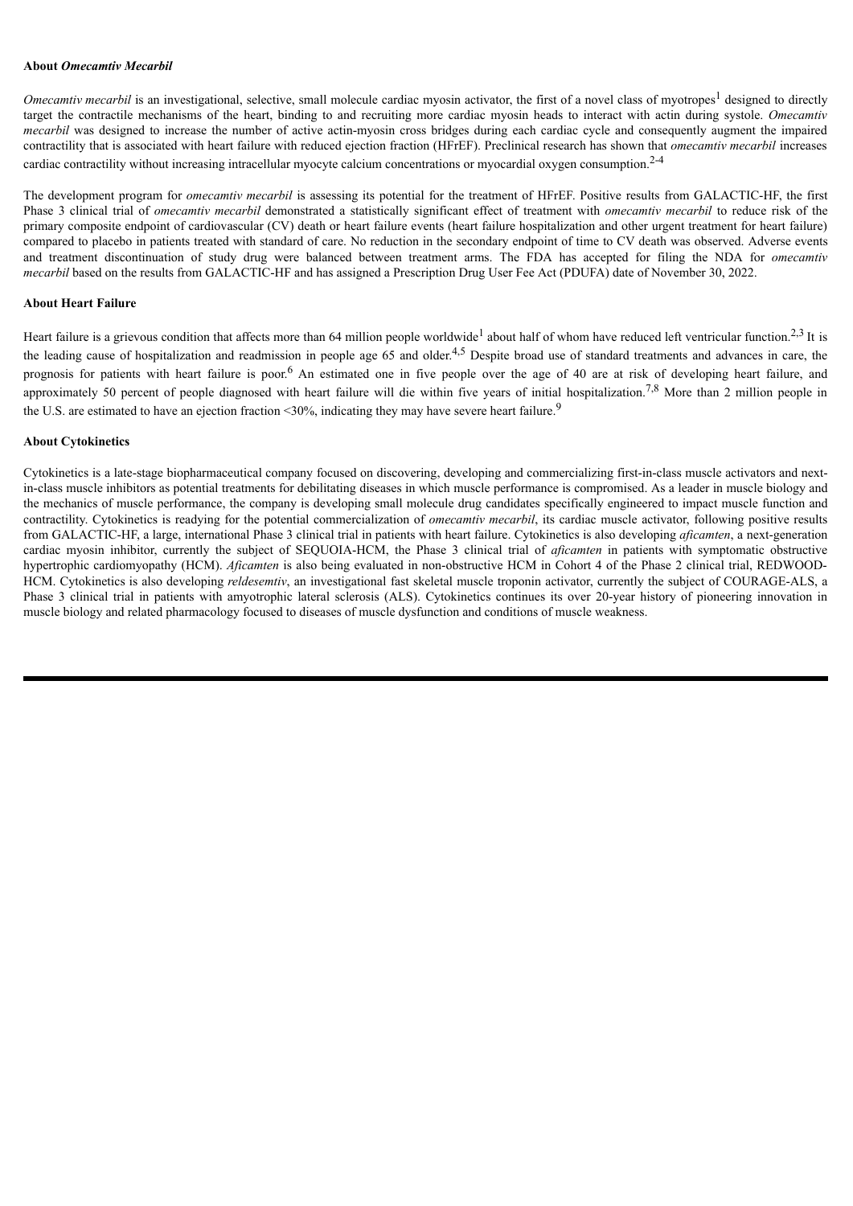**About *Omecamtiv Mecarbil***

*Omecamtiv mecarbil* is an investigational, selective, small molecule cardiac myosin activator, the first of a novel class of myotropes[1] designed to directly target the contractile mechanisms of the heart, binding to and recruiting more cardiac myosin heads to interact with actin during systole. *Omecamtiv mecarbil* was designed to increase the number of active actin-myosin cross bridges during each cardiac cycle and consequently augment the impaired contractility that is associated with heart failure with reduced ejection fraction (HFrEF). Preclinical research has shown that *omecamtiv mecarbil* increases cardiac contractility without increasing intracellular myocyte calcium concentrations or myocardial oxygen consumption.[2-4]

The development program for *omecamtiv mecarbil* is assessing its potential for the treatment of HFrEF. Positive results from GALACTIC-HF, the first Phase 3 clinical trial of *omecamtiv mecarbil* demonstrated a statistically significant effect of treatment with *omecamtiv mecarbil* to reduce risk of the primary composite endpoint of cardiovascular (CV) death or heart failure events (heart failure hospitalization and other urgent treatment for heart failure) compared to placebo in patients treated with standard of care. No reduction in the secondary endpoint of time to CV death was observed. Adverse events and treatment discontinuation of study drug were balanced between treatment arms. The FDA has accepted for filing the NDA for *omecamtiv mecarbil* based on the results from GALACTIC-HF and has assigned a Prescription Drug User Fee Act (PDUFA) date of November 30, 2022.

**About Heart Failure**

Heart failure is a grievous condition that affects more than 64 million people worldwide[1] about half of whom have reduced left ventricular function.[2,3] It is the leading cause of hospitalization and readmission in people age 65 and older.[4,5] Despite broad use of standard treatments and advances in care, the prognosis for patients with heart failure is poor.[6] An estimated one in five people over the age of 40 are at risk of developing heart failure, and approximately 50 percent of people diagnosed with heart failure will die within five years of initial hospitalization.[7,8] More than 2 million people in the U.S. are estimated to have an ejection fraction <30%, indicating they may have severe heart failure.[9]

**About Cytokinetics**

Cytokinetics is a late-stage biopharmaceutical company focused on discovering, developing and commercializing first-in-class muscle activators and next-in-class muscle inhibitors as potential treatments for debilitating diseases in which muscle performance is compromised. As a leader in muscle biology and the mechanics of muscle performance, the company is developing small molecule drug candidates specifically engineered to impact muscle function and contractility. Cytokinetics is readying for the potential commercialization of *omecamtiv mecarbil*, its cardiac muscle activator, following positive results from GALACTIC-HF, a large, international Phase 3 clinical trial in patients with heart failure. Cytokinetics is also developing *aficamten*, a next-generation cardiac myosin inhibitor, currently the subject of SEQUOIA-HCM, the Phase 3 clinical trial of *aficamten* in patients with symptomatic obstructive hypertrophic cardiomyopathy (HCM). *Aficamten* is also being evaluated in non-obstructive HCM in Cohort 4 of the Phase 2 clinical trial, REDWOOD-HCM. Cytokinetics is also developing *reldesemtiv*, an investigational fast skeletal muscle troponin activator, currently the subject of COURAGE-ALS, a Phase 3 clinical trial in patients with amyotrophic lateral sclerosis (ALS). Cytokinetics continues its over 20-year history of pioneering innovation in muscle biology and related pharmacology focused to diseases of muscle dysfunction and conditions of muscle weakness.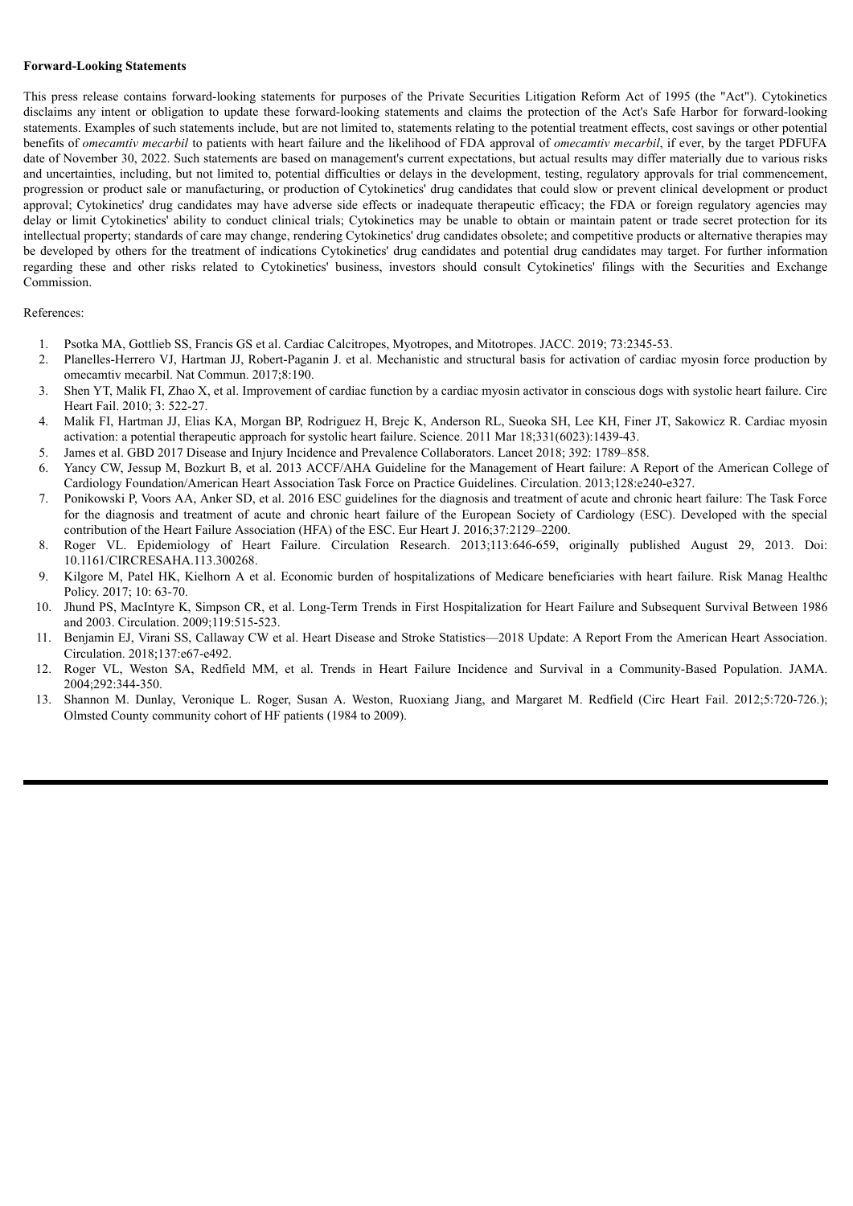**Forward-Looking Statements**

This press release contains forward-looking statements for purposes of the Private Securities Litigation Reform Act of 1995 (the "Act"). Cytokinetics disclaims any intent or obligation to update these forward-looking statements and claims the protection of the Act's Safe Harbor for forward-looking statements. Examples of such statements include, but are not limited to, statements relating to the potential treatment effects, cost savings or other potential benefits of *omecamtiv mecarbil* to patients with heart failure and the likelihood of FDA approval of *omecamtiv mecarbil*, if ever, by the target PDFUFA date of November 30, 2022. Such statements are based on management's current expectations, but actual results may differ materially due to various risks and uncertainties, including, but not limited to, potential difficulties or delays in the development, testing, regulatory approvals for trial commencement, progression or product sale or manufacturing, or production of Cytokinetics' drug candidates that could slow or prevent clinical development or product approval; Cytokinetics' drug candidates may have adverse side effects or inadequate therapeutic efficacy; the FDA or foreign regulatory agencies may delay or limit Cytokinetics' ability to conduct clinical trials; Cytokinetics may be unable to obtain or maintain patent or trade secret protection for its intellectual property; standards of care may change, rendering Cytokinetics' drug candidates obsolete; and competitive products or alternative therapies may be developed by others for the treatment of indications Cytokinetics' drug candidates and potential drug candidates may target. For further information regarding these and other risks related to Cytokinetics' business, investors should consult Cytokinetics' filings with the Securities and Exchange Commission.

References:

1. Psotka MA, Gottlieb SS, Francis GS et al. Cardiac Calcitropes, Myotropes, and Mitotropes. JACC. 2019; 73:2345-53.
2. Planelles-Herrero VJ, Hartman JJ, Robert-Paganin J. et al. Mechanistic and structural basis for activation of cardiac myosin force production by omecamtiv mecarbil. Nat Commun. 2017;8:190.
3. Shen YT, Malik FI, Zhao X, et al. Improvement of cardiac function by a cardiac myosin activator in conscious dogs with systolic heart failure. Circ Heart Fail. 2010; 3: 522-27.
4. Malik FI, Hartman JJ, Elias KA, Morgan BP, Rodriguez H, Brejc K, Anderson RL, Sueoka SH, Lee KH, Finer JT, Sakowicz R. Cardiac myosin activation: a potential therapeutic approach for systolic heart failure. Science. 2011 Mar 18;331(6023):1439-43.
5. James et al. GBD 2017 Disease and Injury Incidence and Prevalence Collaborators. Lancet 2018; 392: 1789–858.
6. Yancy CW, Jessup M, Bozkurt B, et al. 2013 ACCF/AHA Guideline for the Management of Heart failure: A Report of the American College of Cardiology Foundation/American Heart Association Task Force on Practice Guidelines. Circulation. 2013;128:e240-e327.
7. Ponikowski P, Voors AA, Anker SD, et al. 2016 ESC guidelines for the diagnosis and treatment of acute and chronic heart failure: The Task Force for the diagnosis and treatment of acute and chronic heart failure of the European Society of Cardiology (ESC). Developed with the special contribution of the Heart Failure Association (HFA) of the ESC. Eur Heart J. 2016;37:2129–2200.
8. Roger VL. Epidemiology of Heart Failure. Circulation Research. 2013;113:646-659, originally published August 29, 2013. Doi: 10.1161/CIRCRESAHA.113.300268.
9. Kilgore M, Patel HK, Kielhorn A et al. Economic burden of hospitalizations of Medicare beneficiaries with heart failure. Risk Manag Healthc Policy. 2017; 10: 63-70.
10. Jhund PS, MacIntyre K, Simpson CR, et al. Long-Term Trends in First Hospitalization for Heart Failure and Subsequent Survival Between 1986 and 2003. Circulation. 2009;119:515-523.
11. Benjamin EJ, Virani SS, Callaway CW et al. Heart Disease and Stroke Statistics—2018 Update: A Report From the American Heart Association. Circulation. 2018;137:e67-e492.
12. Roger VL, Weston SA, Redfield MM, et al. Trends in Heart Failure Incidence and Survival in a Community-Based Population. JAMA. 2004;292:344-350.
13. Shannon M. Dunlay, Veronique L. Roger, Susan A. Weston, Ruoxiang Jiang, and Margaret M. Redfield (Circ Heart Fail. 2012;5:720-726.); Olmsted County community cohort of HF patients (1984 to 2009).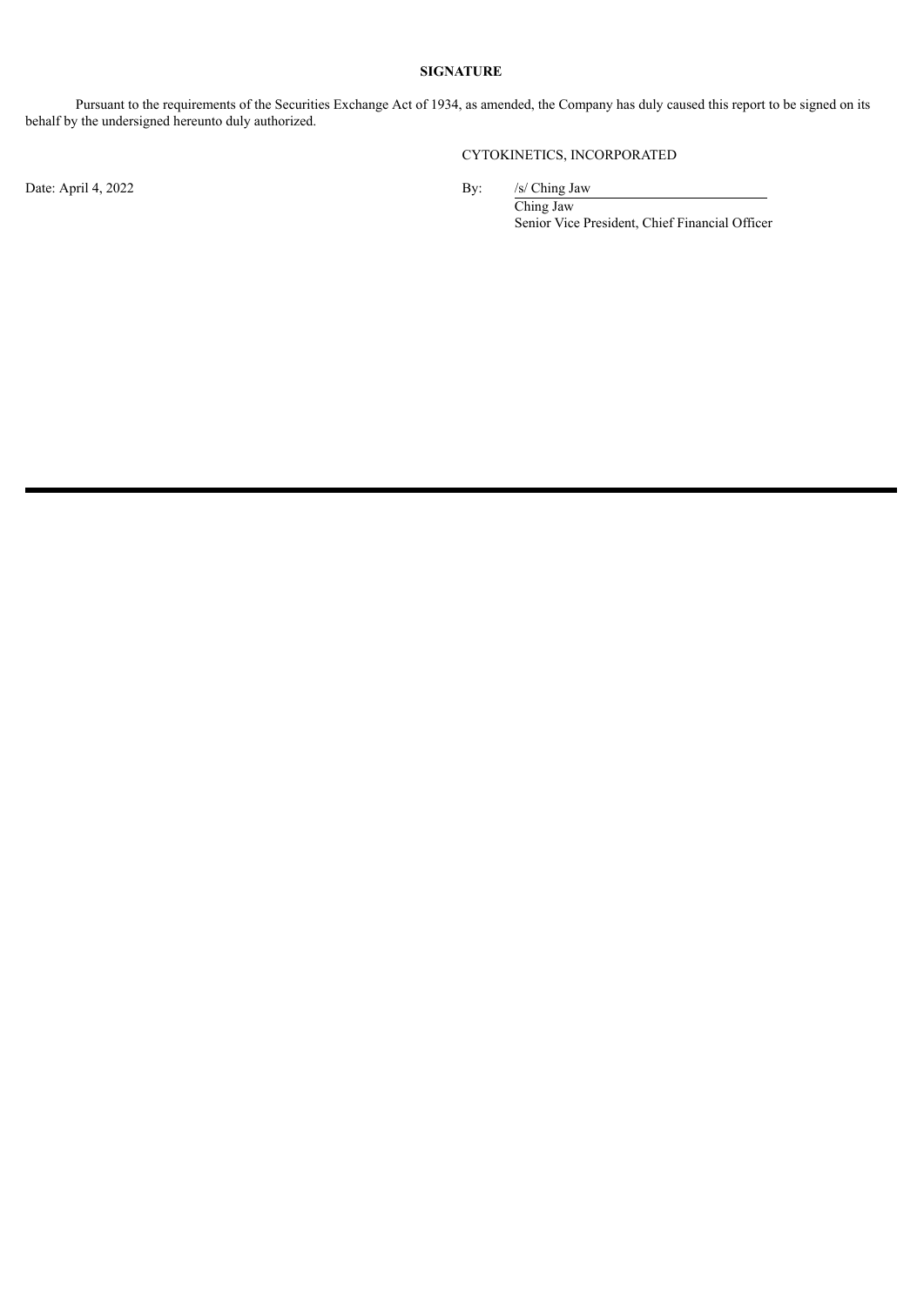**SIGNATURE**

Pursuant to the requirements of the Securities Exchange Act of 1934, as amended, the Company has duly caused this report to be signed on its behalf by the undersigned hereunto duly authorized.

CYTOKINETICS, INCORPORATED

Date: April 4, 2022

By: /s/ Ching Jaw

Ching Jaw

Senior Vice President, Chief Financial Officer